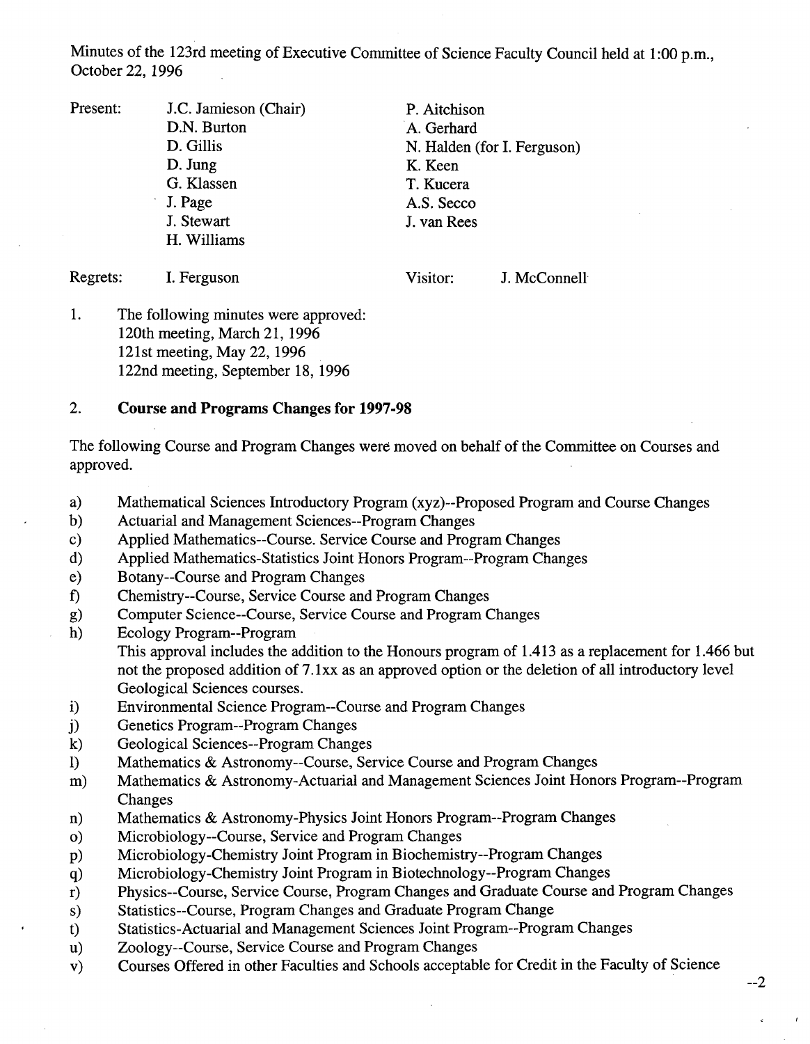Minutes of the 123rd meeting of Executive Committee of Science Faculty Council held at 1:00 p.m., October 22, 1996

| | | |
|---|---|---|
| Present: | J.C. Jamieson (Chair) | P. Aitchison |
| | D.N. Burton | A. Gerhard |
| | D. Gillis | N. Halden (for I. Ferguson) |
| | D. Jung | K. Keen |
| | G. Klassen | T. Kucera |
| | J. Page | A.S. Secco |
| | J. Stewart | J. van Rees |
| | H. Williams | |

Regrets: I. Ferguson

Visitor: J. McConnell

1. The following minutes were approved:
   120th meeting, March 21, 1996
   121st meeting, May 22, 1996
   122nd meeting, September 18, 1996

2. **Course and Programs Changes for 1997-98**

The following Course and Program Changes were moved on behalf of the Committee on Courses and approved.

a) Mathematical Sciences Introductory Program (xyz)--Proposed Program and Course Changes
b) Actuarial and Management Sciences--Program Changes
c) Applied Mathematics--Course. Service Course and Program Changes
d) Applied Mathematics-Statistics Joint Honors Program--Program Changes
e) Botany--Course and Program Changes
f) Chemistry--Course, Service Course and Program Changes
g) Computer Science--Course, Service Course and Program Changes
h) Ecology Program--Program
   This approval includes the addition to the Honours program of 1.413 as a replacement for 1.466 but not the proposed addition of 7.1xx as an approved option or the deletion of all introductory level Geological Sciences courses.
i) Environmental Science Program--Course and Program Changes
j) Genetics Program--Program Changes
k) Geological Sciences--Program Changes
l) Mathematics & Astronomy--Course, Service Course and Program Changes
m) Mathematics & Astronomy-Actuarial and Management Sciences Joint Honors Program--Program Changes
n) Mathematics & Astronomy-Physics Joint Honors Program--Program Changes
o) Microbiology--Course, Service and Program Changes
p) Microbiology-Chemistry Joint Program in Biochemistry--Program Changes
q) Microbiology-Chemistry Joint Program in Biotechnology--Program Changes
r) Physics--Course, Service Course, Program Changes and Graduate Course and Program Changes
s) Statistics--Course, Program Changes and Graduate Program Change
t) Statistics-Actuarial and Management Sciences Joint Program--Program Changes
u) Zoology--Course, Service Course and Program Changes
v) Courses Offered in other Faculties and Schools acceptable for Credit in the Faculty of Science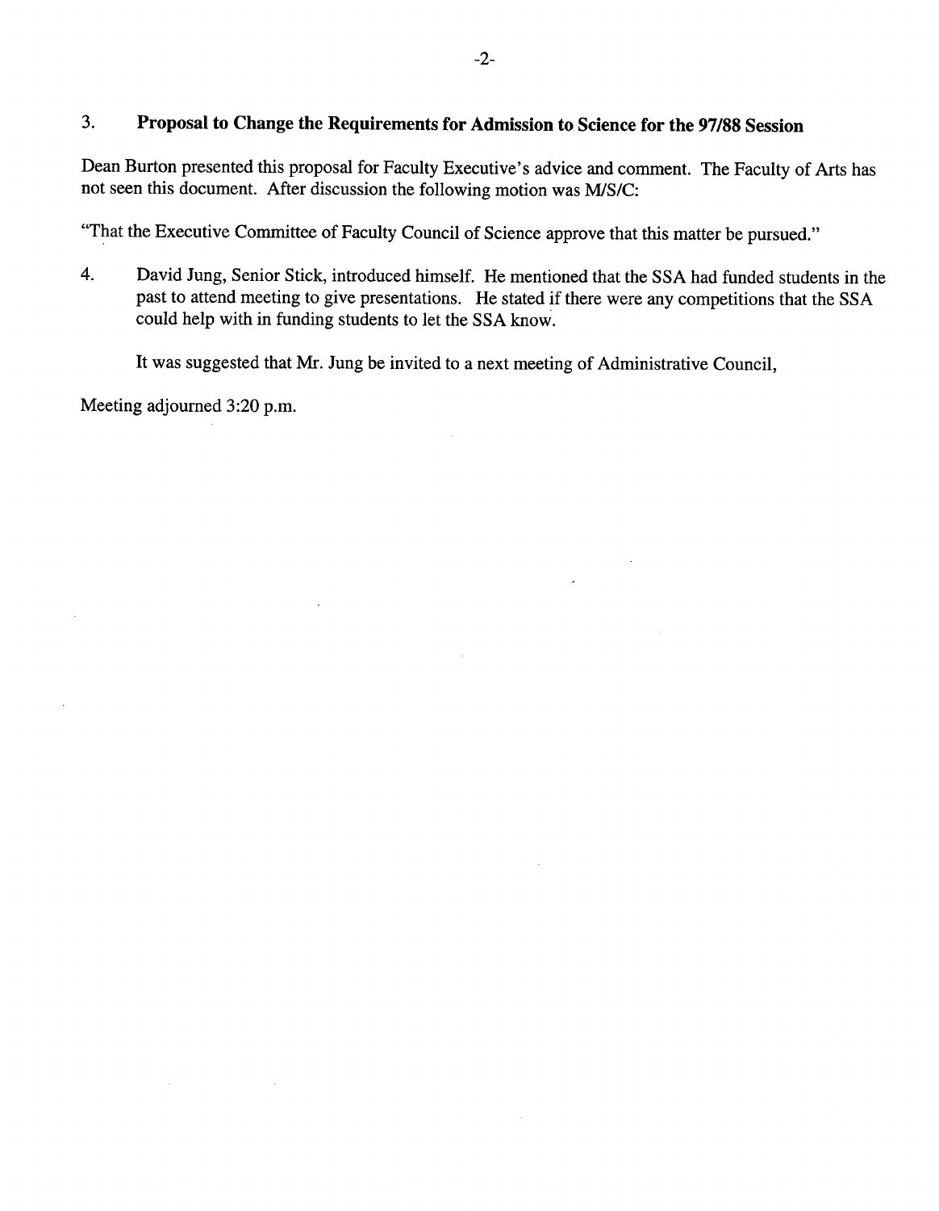3. **Proposal to Change the Requirements for Admission to Science for the 97/88 Session**

Dean Burton presented this proposal for Faculty Executive's advice and comment. The Faculty of Arts has not seen this document. After discussion the following motion was M/S/C:

"That the Executive Committee of Faculty Council of Science approve that this matter be pursued."

4. David Jung, Senior Stick, introduced himself. He mentioned that the SSA had funded students in the past to attend meeting to give presentations. He stated if there were any competitions that the SSA could help with in funding students to let the SSA know.

   It was suggested that Mr. Jung be invited to a next meeting of Administrative Council,

Meeting adjourned 3:20 p.m.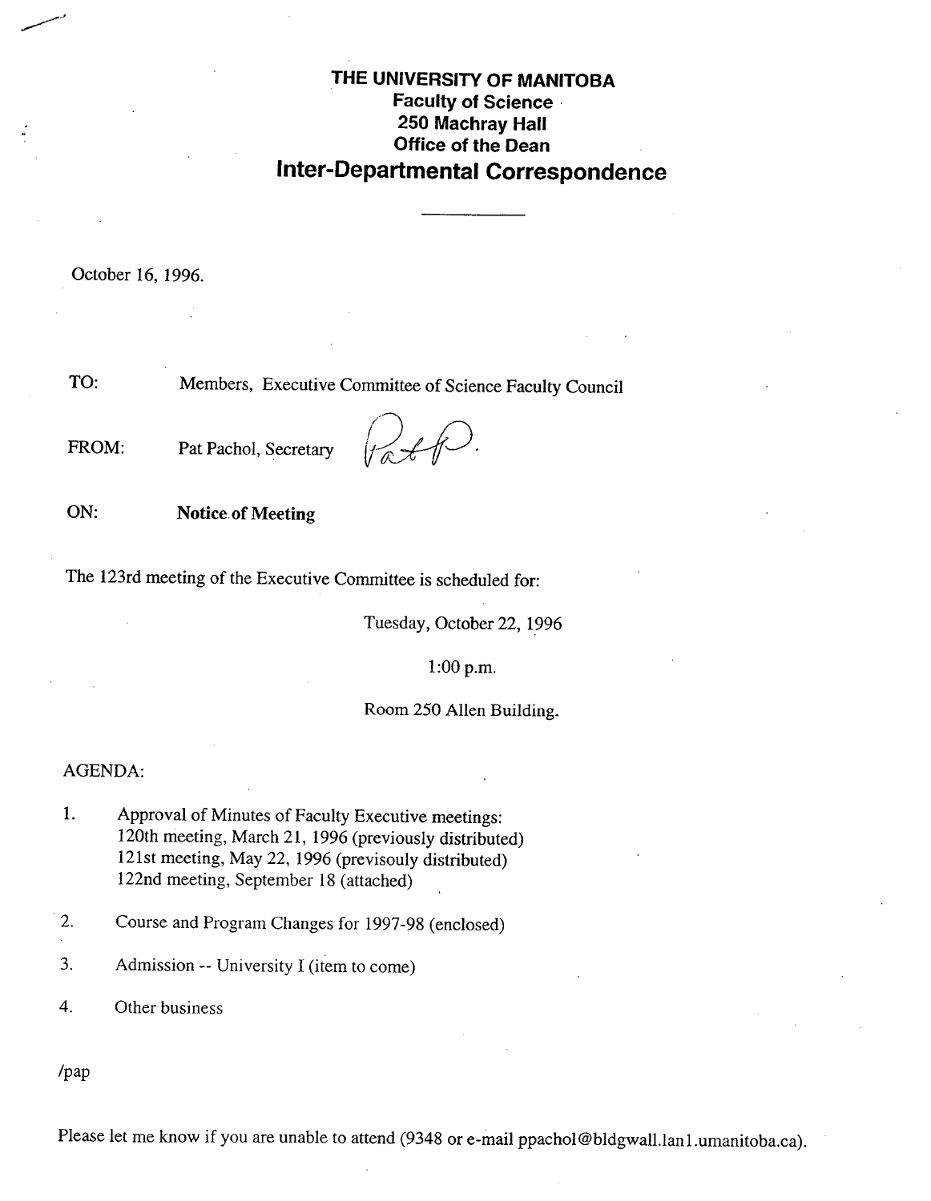**THE UNIVERSITY OF MANITOBA**
**Faculty of Science**
**250 Machray Hall**
**Office of the Dean**

# Inter-Departmental Correspondence

October 16, 1996.

TO: Members, Executive Committee of Science Faculty Council

FROM: Pat Pachol, Secretary

ON: **Notice of Meeting**

The 123rd meeting of the Executive Committee is scheduled for:

Tuesday, October 22, 1996

1:00 p.m.

Room 250 Allen Building.

AGENDA:

1. Approval of Minutes of Faculty Executive meetings:
   120th meeting, March 21, 1996 (previously distributed)
   121st meeting, May 22, 1996 (previsouly distributed)
   122nd meeting, September 18 (attached)
2. Course and Program Changes for 1997-98 (enclosed)
3. Admission -- University I (item to come)
4. Other business

/pap

Please let me know if you are unable to attend (9348 or e-mail ppachol@bldgwall.lan1.umanitoba.ca).